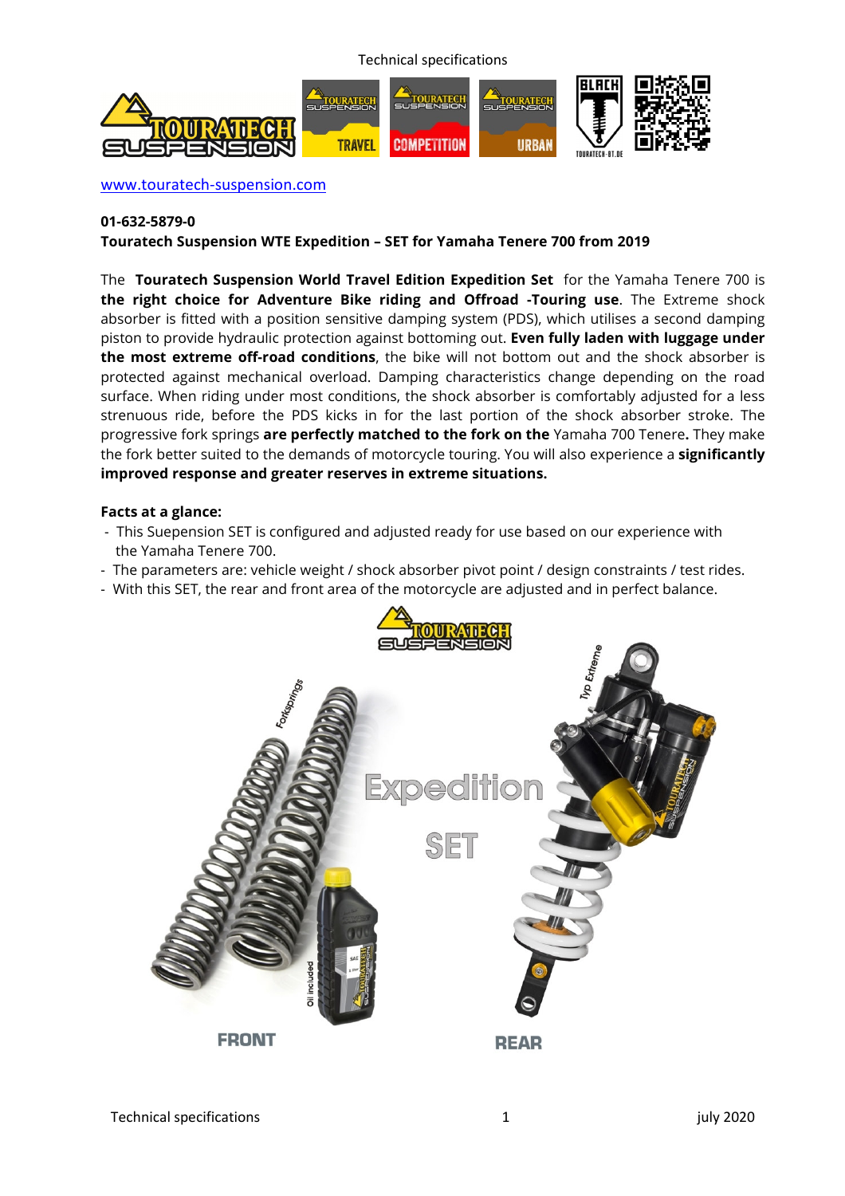[www.touratech-suspension.com](www.touratech-suspension.com)

**01-632-5879-0**

**Touratech Suspension WTE Expedition – SET for Yamaha Tenere 700 from 2019**

The **Touratech Suspension World Travel Edition Expedition Set** for the Yamaha Tenere 700 is **the right choice for Adventure Bike riding and Offroad -Touring use**. The Extreme shock absorber is fitted with a position sensitive damping system (PDS), which utilises a second damping piston to provide hydraulic protection against bottoming out. **Even fully laden with luggage under the most extreme off-road conditions**, the bike will not bottom out and the shock absorber is protected against mechanical overload. Damping characteristics change depending on the road surface. When riding under most conditions, the shock absorber is comfortably adjusted for a less strenuous ride, before the PDS kicks in for the last portion of the shock absorber stroke. The progressive fork springs **are perfectly matched to the fork on the** Yamaha 700 Tenere**.** They make the fork better suited to the demands of motorcycle touring. You will also experience a **significantly improved response and greater reserves in extreme situations.**

**Facts at a glance:**

- This Suepension SET is configured and adjusted ready for use based on our experience with the Yamaha Tenere 700.
- The parameters are: vehicle weight / shock absorber pivot point / design constraints / test rides.
- With this SET, the rear and front area of the motorcycle are adjusted and in perfect balance.

FRONT

REAR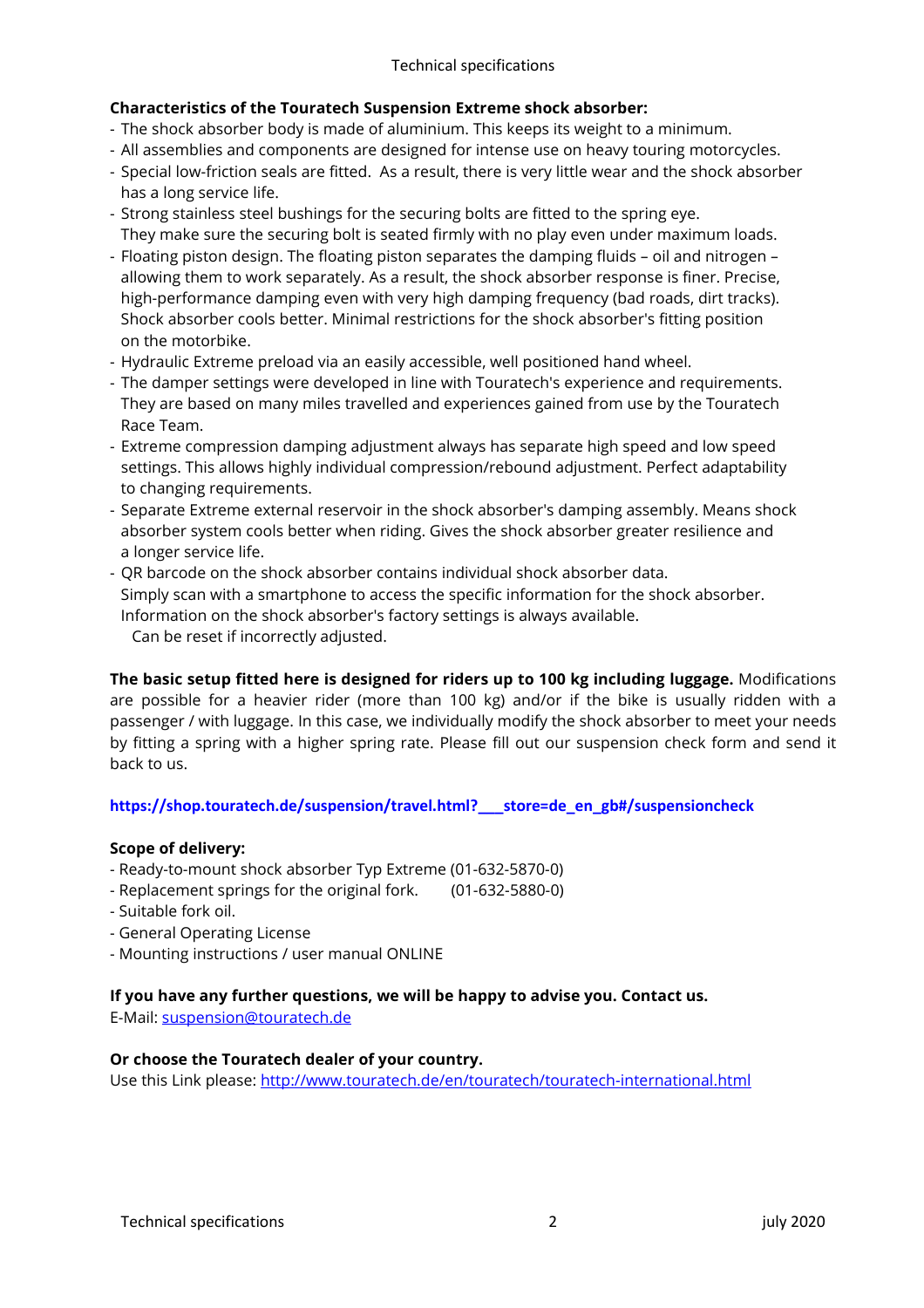**Characteristics of the Touratech Suspension Extreme shock absorber:**

- The shock absorber body is made of aluminium. This keeps its weight to a minimum.
- All assemblies and components are designed for intense use on heavy touring motorcycles.
- Special low-friction seals are fitted. As a result, there is very little wear and the shock absorber has a long service life.
- Strong stainless steel bushings for the securing bolts are fitted to the spring eye. They make sure the securing bolt is seated firmly with no play even under maximum loads.
- Floating piston design. The floating piston separates the damping fluids – oil and nitrogen – allowing them to work separately. As a result, the shock absorber response is finer. Precise, high-performance damping even with very high damping frequency (bad roads, dirt tracks). Shock absorber cools better. Minimal restrictions for the shock absorber's fitting position on the motorbike.
- Hydraulic Extreme preload via an easily accessible, well positioned hand wheel.
- The damper settings were developed in line with Touratech's experience and requirements. They are based on many miles travelled and experiences gained from use by the Touratech Race Team.
- Extreme compression damping adjustment always has separate high speed and low speed settings. This allows highly individual compression/rebound adjustment. Perfect adaptability to changing requirements.
- Separate Extreme external reservoir in the shock absorber's damping assembly. Means shock absorber system cools better when riding. Gives the shock absorber greater resilience and a longer service life.
- QR barcode on the shock absorber contains individual shock absorber data. Simply scan with a smartphone to access the specific information for the shock absorber. Information on the shock absorber's factory settings is always available. Can be reset if incorrectly adjusted.

**The basic setup fitted here is designed for riders up to 100 kg including luggage.** Modifications are possible for a heavier rider (more than 100 kg) and/or if the bike is usually ridden with a passenger / with luggage. In this case, we individually modify the shock absorber to meet your needs by fitting a spring with a higher spring rate. Please fill out our suspension check form and send it back to us.

**https://shop.touratech.de/suspension/travel.html?___store=de_en_gb#/suspensioncheck**

**Scope of delivery:**

- Ready-to-mount shock absorber Typ Extreme (01-632-5870-0)
- Replacement springs for the original fork. (01-632-5880-0)
- Suitable fork oil.
- General Operating License
- Mounting instructions / user manual ONLINE

**If you have any further questions, we will be happy to advise you. Contact us.**

E-Mail: suspension@touratech.de

**Or choose the Touratech dealer of your country.**

Use this Link please: http://www.touratech.de/en/touratech/touratech-international.html